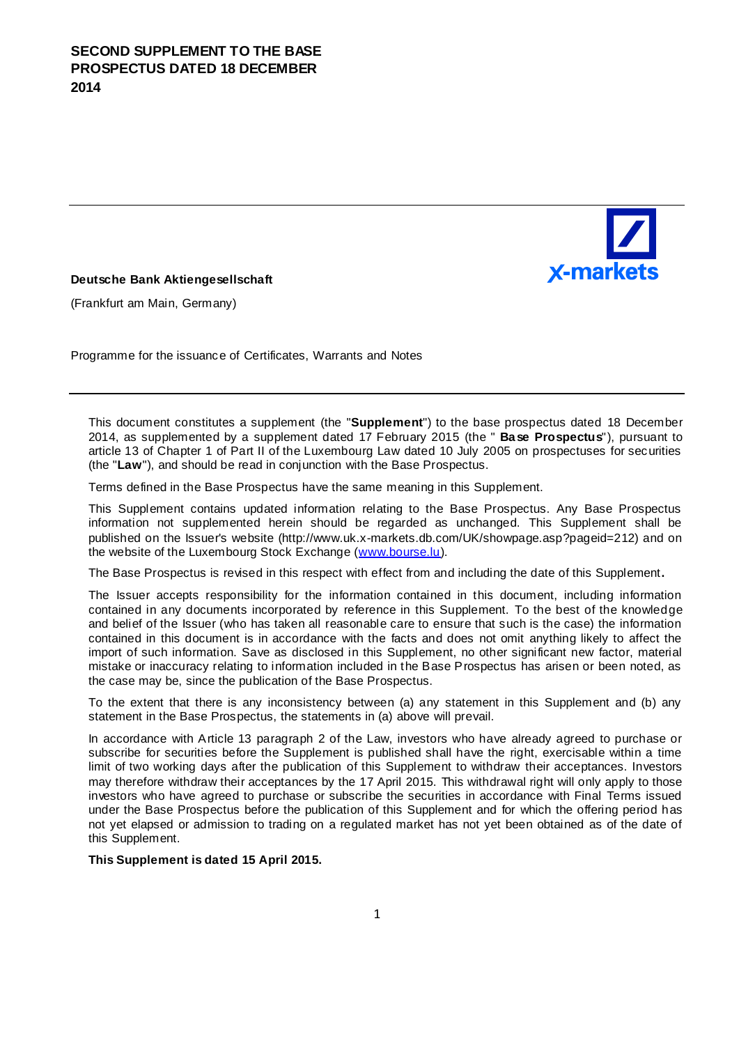# SECOND SUPPLEMENT TO THE BASE PROSPECTUS DATED 18 DECEMBER 2014

**Deutsche Bank Aktiengesellschaft**

(Frankfurt am Main, Germany)

Programme for the issuance of Certificates, Warrants and Notes

---

This document constitutes a supplement (the "**Supplement**") to the base prospectus dated 18 December 2014, as supplemented by a supplement dated 17 February 2015 (the " **Base Prospectus**"), pursuant to article 13 of Chapter 1 of Part II of the Luxembourg Law dated 10 July 2005 on prospectuses for securities (the "**Law**"), and should be read in conjunction with the Base Prospectus.

Terms defined in the Base Prospectus have the same meaning in this Supplement.

This Supplement contains updated information relating to the Base Prospectus. Any Base Prospectus information not supplemented herein should be regarded as unchanged. This Supplement shall be published on the Issuer's website (http://www.uk.x-markets.db.com/UK/showpage.asp?pageid=212) and on the website of the Luxembourg Stock Exchange (www.bourse.lu).

The Base Prospectus is revised in this respect with effect from and including the date of this Supplement.

The Issuer accepts responsibility for the information contained in this document, including information contained in any documents incorporated by reference in this Supplement. To the best of the knowledge and belief of the Issuer (who has taken all reasonable care to ensure that such is the case) the information contained in this document is in accordance with the facts and does not omit anything likely to affect the import of such information. Save as disclosed in this Supplement, no other significant new factor, material mistake or inaccuracy relating to information included in the Base Prospectus has arisen or been noted, as the case may be, since the publication of the Base Prospectus.

To the extent that there is any inconsistency between (a) any statement in this Supplement and (b) any statement in the Base Prospectus, the statements in (a) above will prevail.

In accordance with Article 13 paragraph 2 of the Law, investors who have already agreed to purchase or subscribe for securities before the Supplement is published shall have the right, exercisable within a time limit of two working days after the publication of this Supplement to withdraw their acceptances. Investors may therefore withdraw their acceptances by the 17 April 2015. This withdrawal right will only apply to those investors who have agreed to purchase or subscribe the securities in accordance with Final Terms issued under the Base Prospectus before the publication of this Supplement and for which the offering period has not yet elapsed or admission to trading on a regulated market has not yet been obtained as of the date of this Supplement.

**This Supplement is dated 15 April 2015.**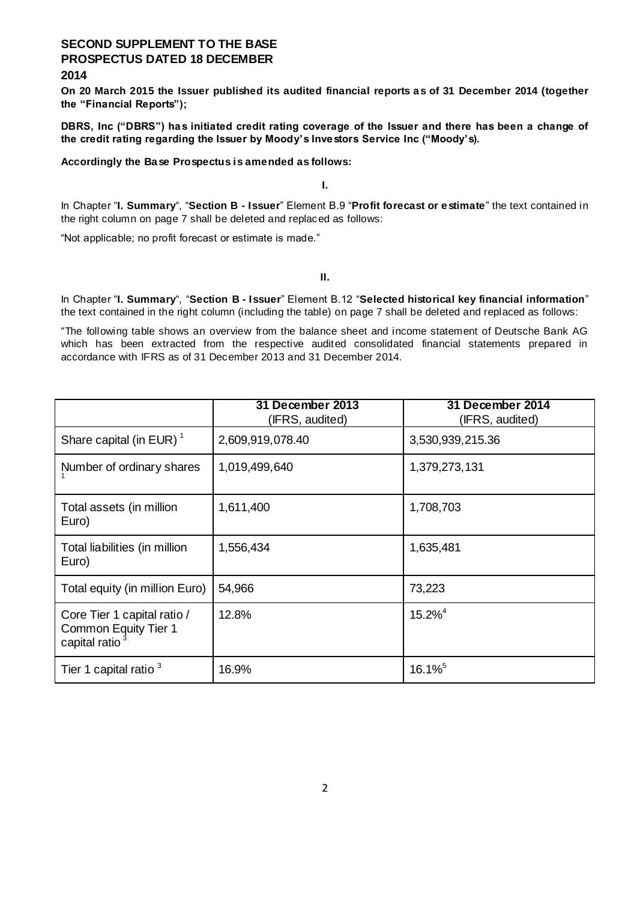## SECOND SUPPLEMENT TO THE BASE PROSPECTUS DATED 18 DECEMBER 2014

**On 20 March 2015 the Issuer published its audited financial reports as of 31 December 2014 (together the "Financial Reports");**

**DBRS, Inc ("DBRS") has initiated credit rating coverage of the Issuer and there has been a change of the credit rating regarding the Issuer by Moody's Investors Service Inc ("Moody's).**

**Accordingly the Base Prospectus is amended as follows:**

**I.**

In Chapter "**I. Summary**", "**Section B - Issuer**" Element B.9 "**Profit forecast or estimate**" the text contained in the right column on page 7 shall be deleted and replaced as follows:

"Not applicable; no profit forecast or estimate is made."

**II.**

In Chapter "**I. Summary**", "**Section B - Issuer**" Element B.12 "**Selected historical key financial information**" the text contained in the right column (including the table) on page 7 shall be deleted and replaced as follows:

"The following table shows an overview from the balance sheet and income statement of Deutsche Bank AG which has been extracted from the respective audited consolidated financial statements prepared in accordance with IFRS as of 31 December 2013 and 31 December 2014.

| | **31 December 2013** (IFRS, audited) | **31 December 2014** (IFRS, audited) |
|---|---|---|
| Share capital (in EUR) [1] | 2,609,919,078.40 | 3,530,939,215.36 |
| Number of ordinary shares [1] | 1,019,499,640 | 1,379,273,131 |
| Total assets (in million Euro) | 1,611,400 | 1,708,703 |
| Total liabilities (in million Euro) | 1,556,434 | 1,635,481 |
| Total equity (in million Euro) | 54,966 | 73,223 |
| Core Tier 1 capital ratio / Common Equity Tier 1 capital ratio [3] | 12.8% | 15.2%[4] |
| Tier 1 capital ratio [3] | 16.9% | 16.1%[5] |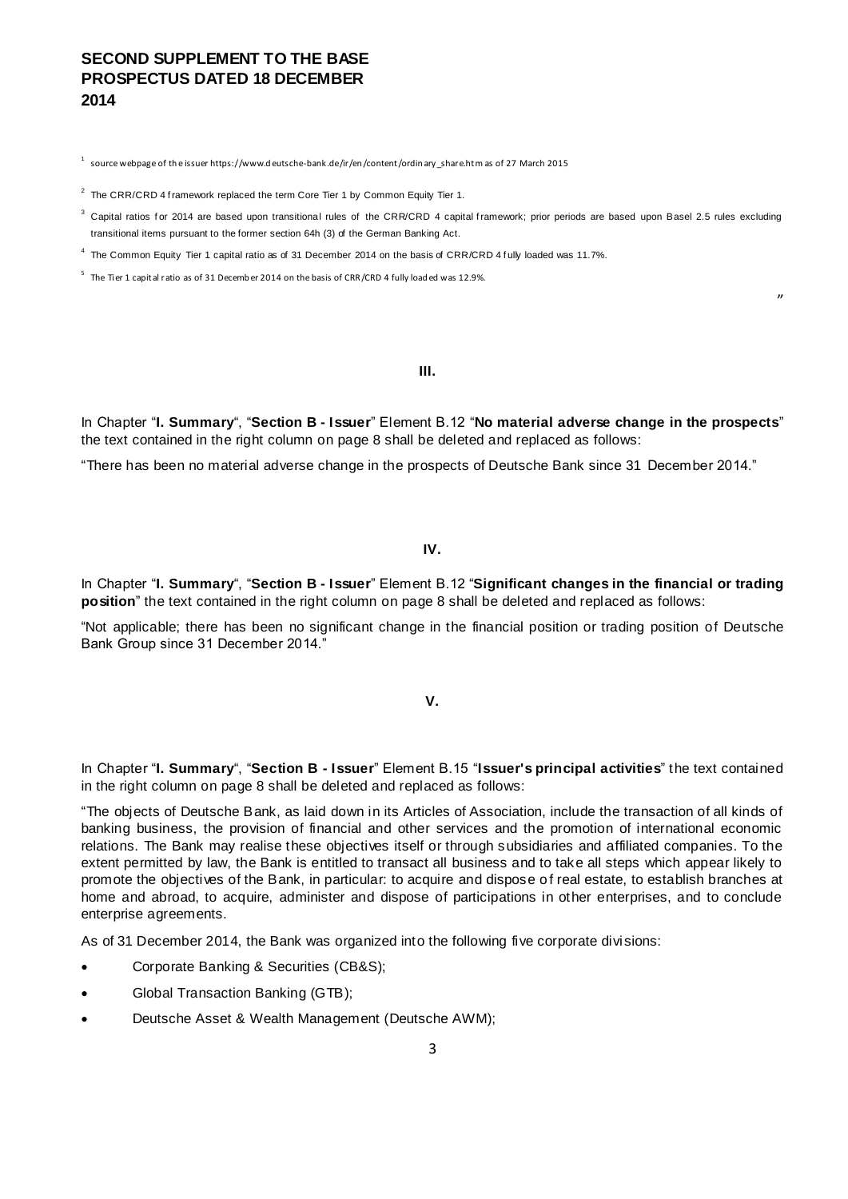[1] source webpage of the issuer https://www.deutsche-bank.de/ir/en/content/ordinary_share.htm as of 27 March 2015

[2] The CRR/CRD 4 framework replaced the term Core Tier 1 by Common Equity Tier 1.

[3] Capital ratios for 2014 are based upon transitional rules of the CRR/CRD 4 capital framework; prior periods are based upon Basel 2.5 rules excluding transitional items pursuant to the former section 64h (3) of the German Banking Act.

[4] The Common Equity Tier 1 capital ratio as of 31 December 2014 on the basis of CRR/CRD 4 fully loaded was 11.7%.

[5] The Tier 1 capital ratio as of 31 December 2014 on the basis of CRR/CRD 4 fully loaded was 12.9%.

"

## III.

In Chapter "**I. Summary**", "**Section B - Issuer**" Element B.12 "**No material adverse change in the prospects**" the text contained in the right column on page 8 shall be deleted and replaced as follows:

"There has been no material adverse change in the prospects of Deutsche Bank since 31 December 2014."

## IV.

In Chapter "**I. Summary**", "**Section B - Issuer**" Element B.12 "**Significant changes in the financial or trading position**" the text contained in the right column on page 8 shall be deleted and replaced as follows:

"Not applicable; there has been no significant change in the financial position or trading position of Deutsche Bank Group since 31 December 2014."

## V.

In Chapter "**I. Summary**", "**Section B - Issuer**" Element B.15 "**Issuer's principal activities**" the text contained in the right column on page 8 shall be deleted and replaced as follows:

"The objects of Deutsche Bank, as laid down in its Articles of Association, include the transaction of all kinds of banking business, the provision of financial and other services and the promotion of international economic relations. The Bank may realise these objectives itself or through subsidiaries and affiliated companies. To the extent permitted by law, the Bank is entitled to transact all business and to take all steps which appear likely to promote the objectives of the Bank, in particular: to acquire and dispose of real estate, to establish branches at home and abroad, to acquire, administer and dispose of participations in other enterprises, and to conclude enterprise agreements.

As of 31 December 2014, the Bank was organized into the following five corporate divisions:

- Corporate Banking & Securities (CB&S);
- Global Transaction Banking (GTB);
- Deutsche Asset & Wealth Management (Deutsche AWM);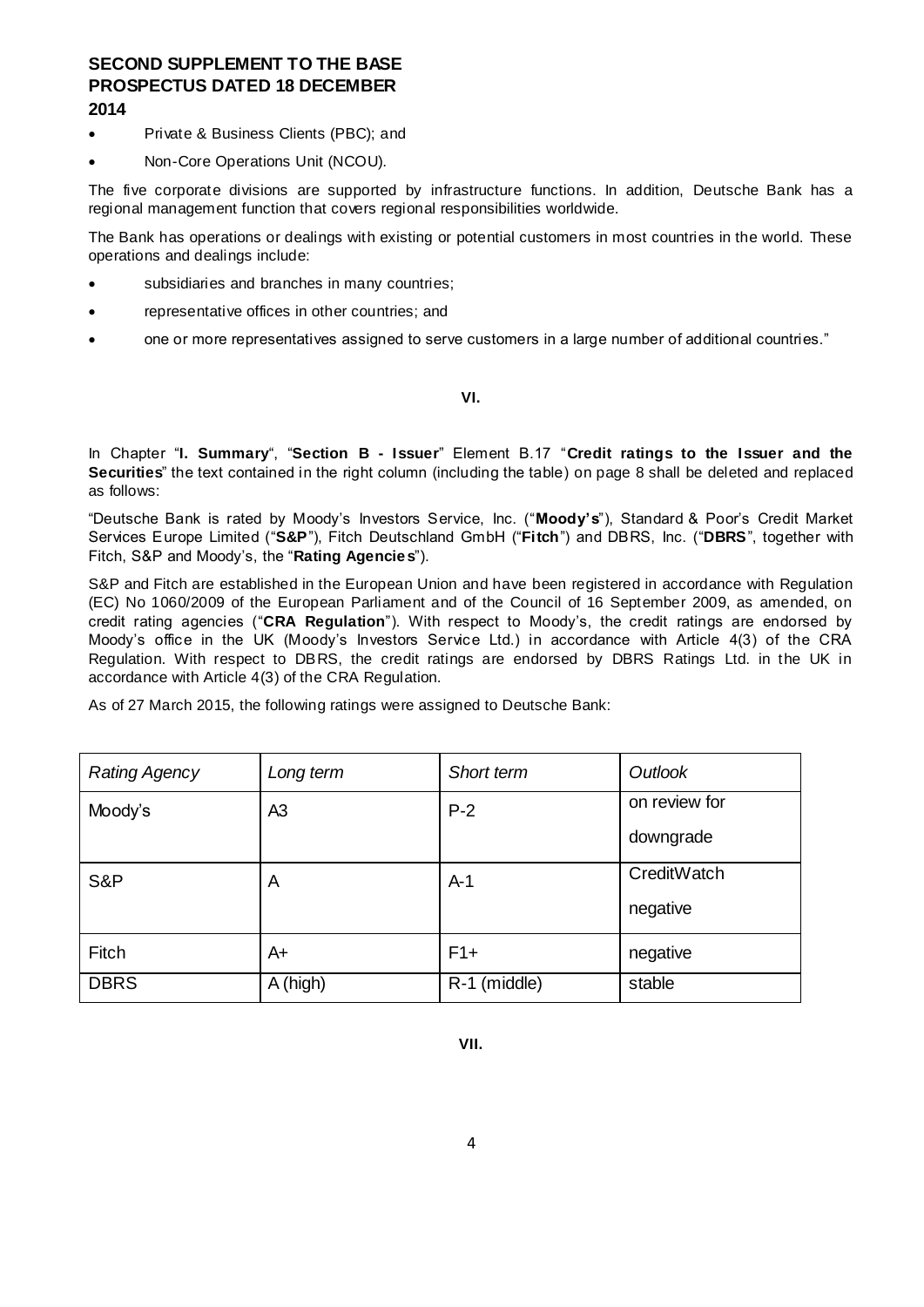- Private & Business Clients (PBC); and
- Non-Core Operations Unit (NCOU).

The five corporate divisions are supported by infrastructure functions. In addition, Deutsche Bank has a regional management function that covers regional responsibilities worldwide.

The Bank has operations or dealings with existing or potential customers in most countries in the world. These operations and dealings include:

- subsidiaries and branches in many countries;
- representative offices in other countries; and
- one or more representatives assigned to serve customers in a large number of additional countries."

**VI.**

In Chapter "**I. Summary**", "**Section B - Issuer**" Element B.17 "**Credit ratings to the Issuer and the Securities**" the text contained in the right column (including the table) on page 8 shall be deleted and replaced as follows:

"Deutsche Bank is rated by Moody's Investors Service, Inc. ("**Moody's**"), Standard & Poor's Credit Market Services Europe Limited ("**S&P**"), Fitch Deutschland GmbH ("**Fitch**") and DBRS, Inc. ("**DBRS**", together with Fitch, S&P and Moody's, the "**Rating Agencies**").

S&P and Fitch are established in the European Union and have been registered in accordance with Regulation (EC) No 1060/2009 of the European Parliament and of the Council of 16 September 2009, as amended, on credit rating agencies ("**CRA Regulation**"). With respect to Moody's, the credit ratings are endorsed by Moody's office in the UK (Moody's Investors Service Ltd.) in accordance with Article 4(3) of the CRA Regulation. With respect to DBRS, the credit ratings are endorsed by DBRS Ratings Ltd. in the UK in accordance with Article 4(3) of the CRA Regulation.

As of 27 March 2015, the following ratings were assigned to Deutsche Bank:

| *Rating Agency* | *Long term* | *Short term* | *Outlook* |
|---|---|---|---|
| Moody's | A3 | P-2 | on review for downgrade |
| S&P | A | A-1 | CreditWatch negative |
| Fitch | A+ | F1+ | negative |
| DBRS | A (high) | R-1 (middle) | stable |

**VII.**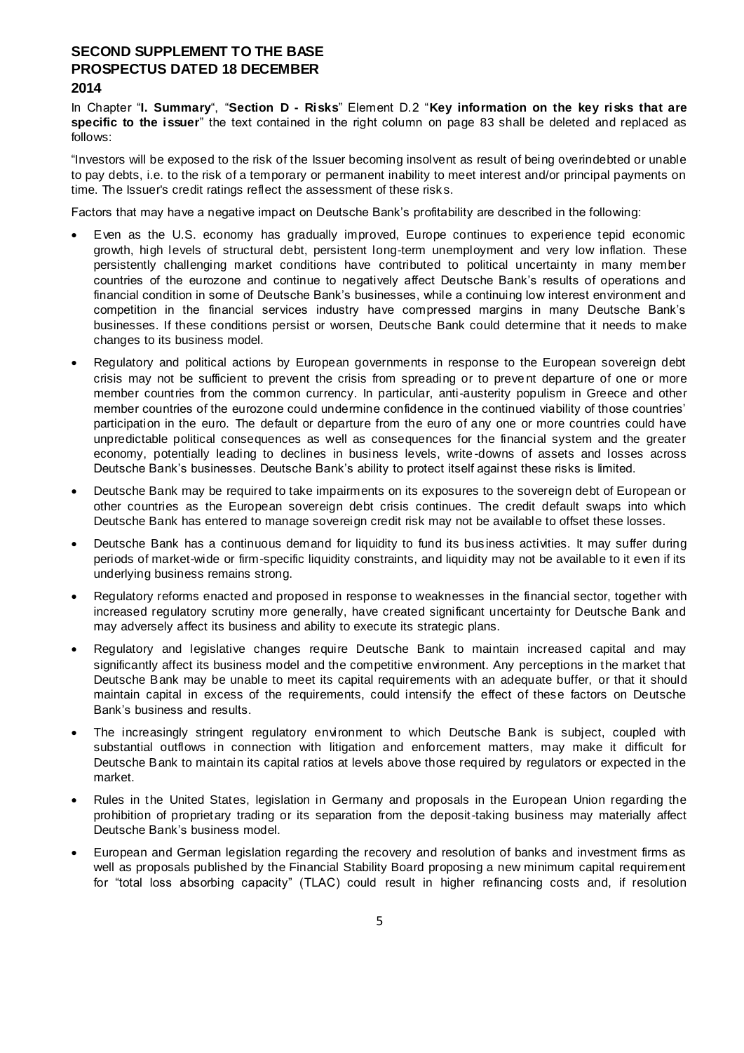# SECOND SUPPLEMENT TO THE BASE PROSPECTUS DATED 18 DECEMBER 2014

In Chapter "**I. Summary**", "**Section D - Risks**" Element D.2 "**Key information on the key risks that are specific to the issuer**" the text contained in the right column on page 83 shall be deleted and replaced as follows:

"Investors will be exposed to the risk of the Issuer becoming insolvent as result of being overindebted or unable to pay debts, i.e. to the risk of a temporary or permanent inability to meet interest and/or principal payments on time. The Issuer's credit ratings reflect the assessment of these risks.

Factors that may have a negative impact on Deutsche Bank's profitability are described in the following:

- Even as the U.S. economy has gradually improved, Europe continues to experience tepid economic growth, high levels of structural debt, persistent long-term unemployment and very low inflation. These persistently challenging market conditions have contributed to political uncertainty in many member countries of the eurozone and continue to negatively affect Deutsche Bank's results of operations and financial condition in some of Deutsche Bank's businesses, while a continuing low interest environment and competition in the financial services industry have compressed margins in many Deutsche Bank's businesses. If these conditions persist or worsen, Deutsche Bank could determine that it needs to make changes to its business model.
- Regulatory and political actions by European governments in response to the European sovereign debt crisis may not be sufficient to prevent the crisis from spreading or to prevent departure of one or more member countries from the common currency. In particular, anti-austerity populism in Greece and other member countries of the eurozone could undermine confidence in the continued viability of those countries' participation in the euro. The default or departure from the euro of any one or more countries could have unpredictable political consequences as well as consequences for the financial system and the greater economy, potentially leading to declines in business levels, write-downs of assets and losses across Deutsche Bank's businesses. Deutsche Bank's ability to protect itself against these risks is limited.
- Deutsche Bank may be required to take impairments on its exposures to the sovereign debt of European or other countries as the European sovereign debt crisis continues. The credit default swaps into which Deutsche Bank has entered to manage sovereign credit risk may not be available to offset these losses.
- Deutsche Bank has a continuous demand for liquidity to fund its business activities. It may suffer during periods of market-wide or firm-specific liquidity constraints, and liquidity may not be available to it even if its underlying business remains strong.
- Regulatory reforms enacted and proposed in response to weaknesses in the financial sector, together with increased regulatory scrutiny more generally, have created significant uncertainty for Deutsche Bank and may adversely affect its business and ability to execute its strategic plans.
- Regulatory and legislative changes require Deutsche Bank to maintain increased capital and may significantly affect its business model and the competitive environment. Any perceptions in the market that Deutsche Bank may be unable to meet its capital requirements with an adequate buffer, or that it should maintain capital in excess of the requirements, could intensify the effect of these factors on Deutsche Bank's business and results.
- The increasingly stringent regulatory environment to which Deutsche Bank is subject, coupled with substantial outflows in connection with litigation and enforcement matters, may make it difficult for Deutsche Bank to maintain its capital ratios at levels above those required by regulators or expected in the market.
- Rules in the United States, legislation in Germany and proposals in the European Union regarding the prohibition of proprietary trading or its separation from the deposit-taking business may materially affect Deutsche Bank's business model.
- European and German legislation regarding the recovery and resolution of banks and investment firms as well as proposals published by the Financial Stability Board proposing a new minimum capital requirement for "total loss absorbing capacity" (TLAC) could result in higher refinancing costs and, if resolution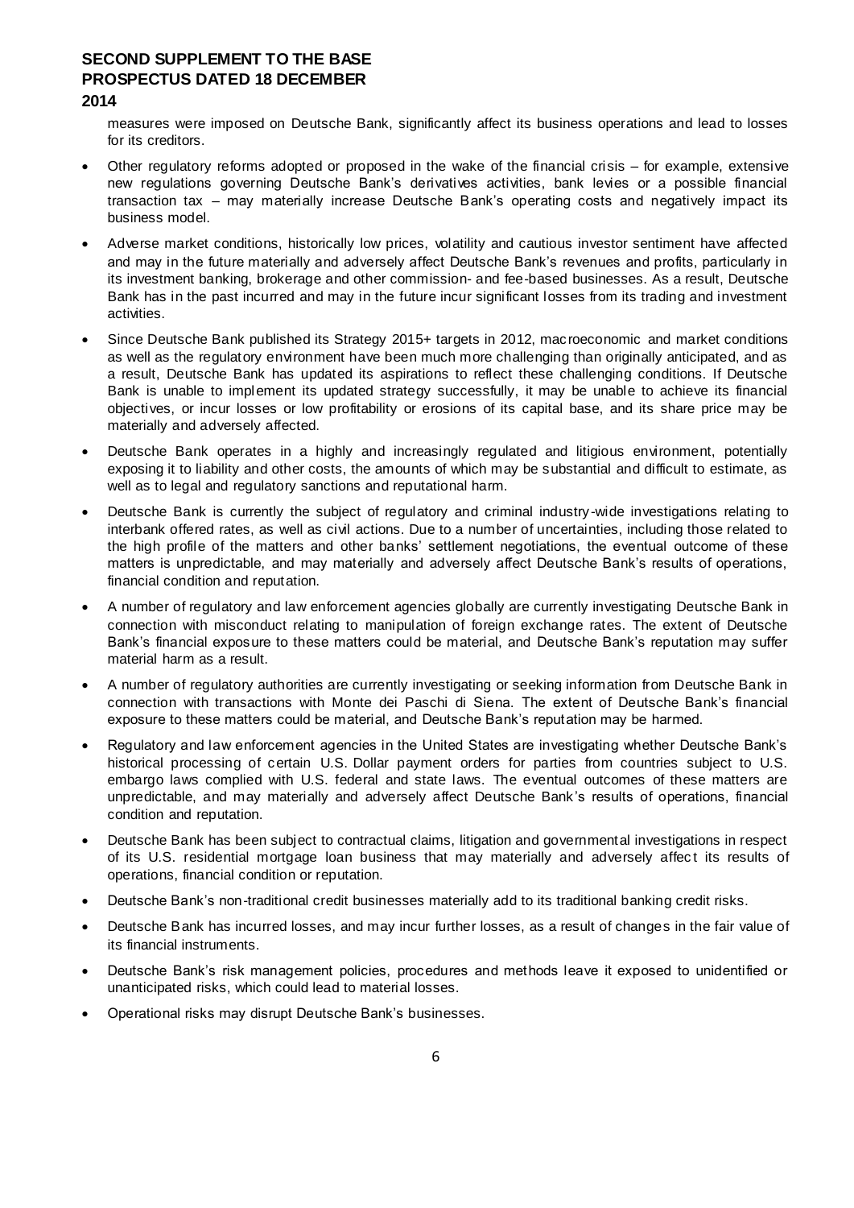measures were imposed on Deutsche Bank, significantly affect its business operations and lead to losses for its creditors.

- Other regulatory reforms adopted or proposed in the wake of the financial crisis – for example, extensive new regulations governing Deutsche Bank's derivatives activities, bank levies or a possible financial transaction tax – may materially increase Deutsche Bank's operating costs and negatively impact its business model.
- Adverse market conditions, historically low prices, volatility and cautious investor sentiment have affected and may in the future materially and adversely affect Deutsche Bank's revenues and profits, particularly in its investment banking, brokerage and other commission- and fee-based businesses. As a result, Deutsche Bank has in the past incurred and may in the future incur significant losses from its trading and investment activities.
- Since Deutsche Bank published its Strategy 2015+ targets in 2012, macroeconomic and market conditions as well as the regulatory environment have been much more challenging than originally anticipated, and as a result, Deutsche Bank has updated its aspirations to reflect these challenging conditions. If Deutsche Bank is unable to implement its updated strategy successfully, it may be unable to achieve its financial objectives, or incur losses or low profitability or erosions of its capital base, and its share price may be materially and adversely affected.
- Deutsche Bank operates in a highly and increasingly regulated and litigious environment, potentially exposing it to liability and other costs, the amounts of which may be substantial and difficult to estimate, as well as to legal and regulatory sanctions and reputational harm.
- Deutsche Bank is currently the subject of regulatory and criminal industry-wide investigations relating to interbank offered rates, as well as civil actions. Due to a number of uncertainties, including those related to the high profile of the matters and other banks' settlement negotiations, the eventual outcome of these matters is unpredictable, and may materially and adversely affect Deutsche Bank's results of operations, financial condition and reputation.
- A number of regulatory and law enforcement agencies globally are currently investigating Deutsche Bank in connection with misconduct relating to manipulation of foreign exchange rates. The extent of Deutsche Bank's financial exposure to these matters could be material, and Deutsche Bank's reputation may suffer material harm as a result.
- A number of regulatory authorities are currently investigating or seeking information from Deutsche Bank in connection with transactions with Monte dei Paschi di Siena. The extent of Deutsche Bank's financial exposure to these matters could be material, and Deutsche Bank's reputation may be harmed.
- Regulatory and law enforcement agencies in the United States are investigating whether Deutsche Bank's historical processing of certain U.S. Dollar payment orders for parties from countries subject to U.S. embargo laws complied with U.S. federal and state laws. The eventual outcomes of these matters are unpredictable, and may materially and adversely affect Deutsche Bank's results of operations, financial condition and reputation.
- Deutsche Bank has been subject to contractual claims, litigation and governmental investigations in respect of its U.S. residential mortgage loan business that may materially and adversely affect its results of operations, financial condition or reputation.
- Deutsche Bank's non-traditional credit businesses materially add to its traditional banking credit risks.
- Deutsche Bank has incurred losses, and may incur further losses, as a result of changes in the fair value of its financial instruments.
- Deutsche Bank's risk management policies, procedures and methods leave it exposed to unidentified or unanticipated risks, which could lead to material losses.
- Operational risks may disrupt Deutsche Bank's businesses.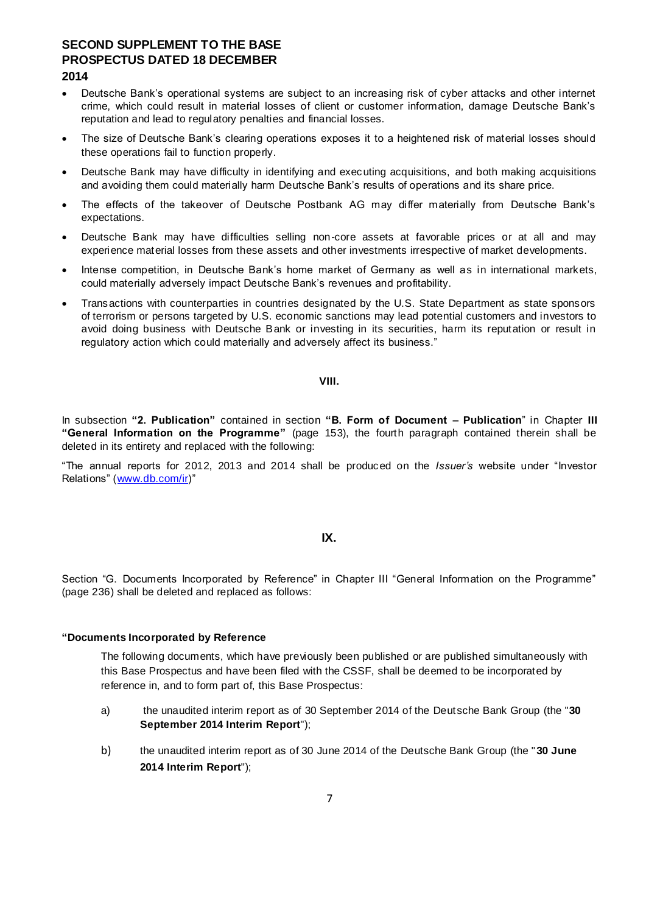- Deutsche Bank's operational systems are subject to an increasing risk of cyber attacks and other internet crime, which could result in material losses of client or customer information, damage Deutsche Bank's reputation and lead to regulatory penalties and financial losses.
- The size of Deutsche Bank's clearing operations exposes it to a heightened risk of material losses should these operations fail to function properly.
- Deutsche Bank may have difficulty in identifying and executing acquisitions, and both making acquisitions and avoiding them could materially harm Deutsche Bank's results of operations and its share price.
- The effects of the takeover of Deutsche Postbank AG may differ materially from Deutsche Bank's expectations.
- Deutsche Bank may have difficulties selling non-core assets at favorable prices or at all and may experience material losses from these assets and other investments irrespective of market developments.
- Intense competition, in Deutsche Bank's home market of Germany as well as in international markets, could materially adversely impact Deutsche Bank's revenues and profitability.
- Transactions with counterparties in countries designated by the U.S. State Department as state sponsors of terrorism or persons targeted by U.S. economic sanctions may lead potential customers and investors to avoid doing business with Deutsche Bank or investing in its securities, harm its reputation or result in regulatory action which could materially and adversely affect its business."

**VIII.**

In subsection **"2. Publication"** contained in section **"B. Form of Document – Publication**" in Chapter **III "General Information on the Programme"** (page 153), the fourth paragraph contained therein shall be deleted in its entirety and replaced with the following:

"The annual reports for 2012, 2013 and 2014 shall be produced on the *Issuer's* website under "Investor Relations" (www.db.com/ir)"

**IX.**

Section "G. Documents Incorporated by Reference" in Chapter III "General Information on the Programme" (page 236) shall be deleted and replaced as follows:

**"Documents Incorporated by Reference**

The following documents, which have previously been published or are published simultaneously with this Base Prospectus and have been filed with the CSSF, shall be deemed to be incorporated by reference in, and to form part of, this Base Prospectus:

a) the unaudited interim report as of 30 September 2014 of the Deutsche Bank Group (the "**30 September 2014 Interim Report**");

b) the unaudited interim report as of 30 June 2014 of the Deutsche Bank Group (the "**30 June 2014 Interim Report**");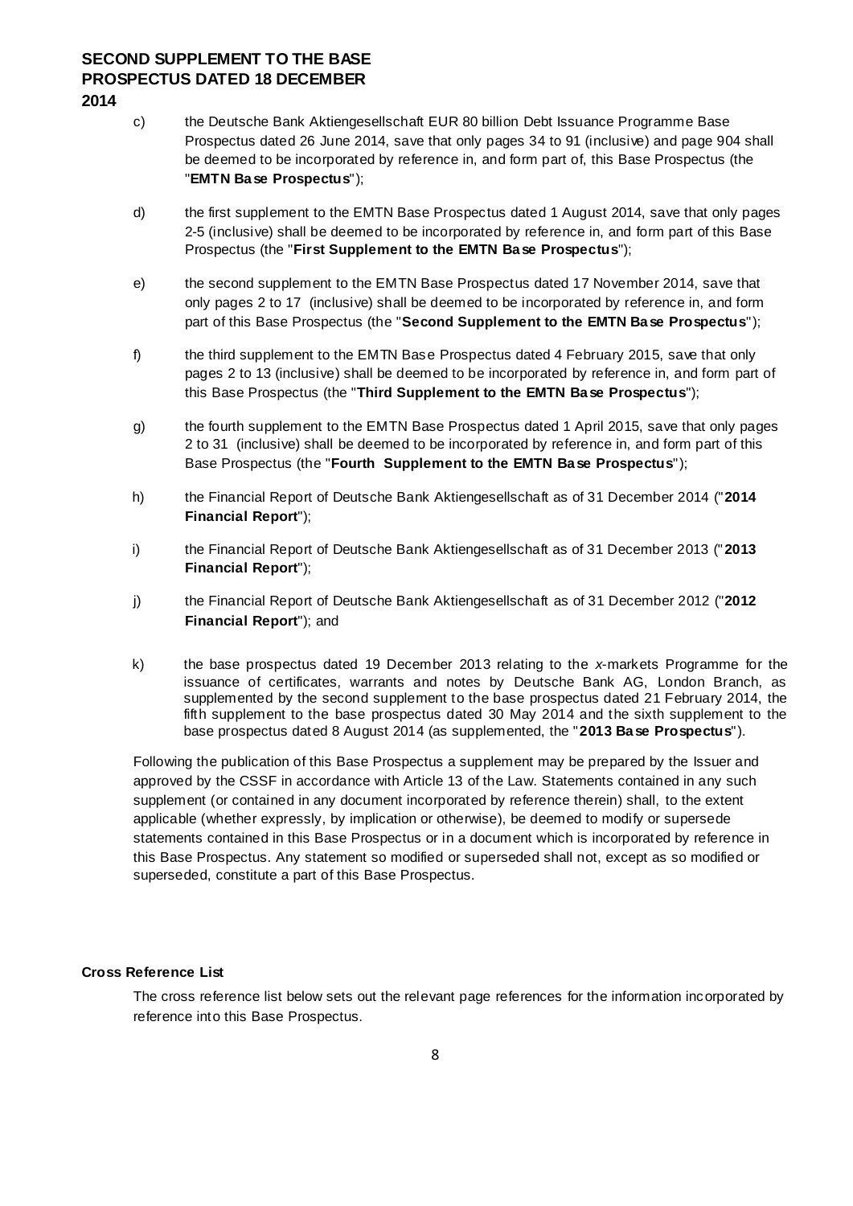c) the Deutsche Bank Aktiengesellschaft EUR 80 billion Debt Issuance Programme Base Prospectus dated 26 June 2014, save that only pages 34 to 91 (inclusive) and page 904 shall be deemed to be incorporated by reference in, and form part of, this Base Prospectus (the "**EMTN Base Prospectus**");

d) the first supplement to the EMTN Base Prospectus dated 1 August 2014, save that only pages 2-5 (inclusive) shall be deemed to be incorporated by reference in, and form part of this Base Prospectus (the "**First Supplement to the EMTN Base Prospectus**");

e) the second supplement to the EMTN Base Prospectus dated 17 November 2014, save that only pages 2 to 17 (inclusive) shall be deemed to be incorporated by reference in, and form part of this Base Prospectus (the "**Second Supplement to the EMTN Base Prospectus**");

f) the third supplement to the EMTN Base Prospectus dated 4 February 2015, save that only pages 2 to 13 (inclusive) shall be deemed to be incorporated by reference in, and form part of this Base Prospectus (the "**Third Supplement to the EMTN Base Prospectus**");

g) the fourth supplement to the EMTN Base Prospectus dated 1 April 2015, save that only pages 2 to 31 (inclusive) shall be deemed to be incorporated by reference in, and form part of this Base Prospectus (the "**Fourth Supplement to the EMTN Base Prospectus**");

h) the Financial Report of Deutsche Bank Aktiengesellschaft as of 31 December 2014 ("**2014 Financial Report**");

i) the Financial Report of Deutsche Bank Aktiengesellschaft as of 31 December 2013 ("**2013 Financial Report**");

j) the Financial Report of Deutsche Bank Aktiengesellschaft as of 31 December 2012 ("**2012 Financial Report**"); and

k) the base prospectus dated 19 December 2013 relating to the *x*-markets Programme for the issuance of certificates, warrants and notes by Deutsche Bank AG, London Branch, as supplemented by the second supplement to the base prospectus dated 21 February 2014, the fifth supplement to the base prospectus dated 30 May 2014 and the sixth supplement to the base prospectus dated 8 August 2014 (as supplemented, the "**2013 Base Prospectus**").

Following the publication of this Base Prospectus a supplement may be prepared by the Issuer and approved by the CSSF in accordance with Article 13 of the Law. Statements contained in any such supplement (or contained in any document incorporated by reference therein) shall, to the extent applicable (whether expressly, by implication or otherwise), be deemed to modify or supersede statements contained in this Base Prospectus or in a document which is incorporated by reference in this Base Prospectus. Any statement so modified or superseded shall not, except as so modified or superseded, constitute a part of this Base Prospectus.

**Cross Reference List**

The cross reference list below sets out the relevant page references for the information incorporated by reference into this Base Prospectus.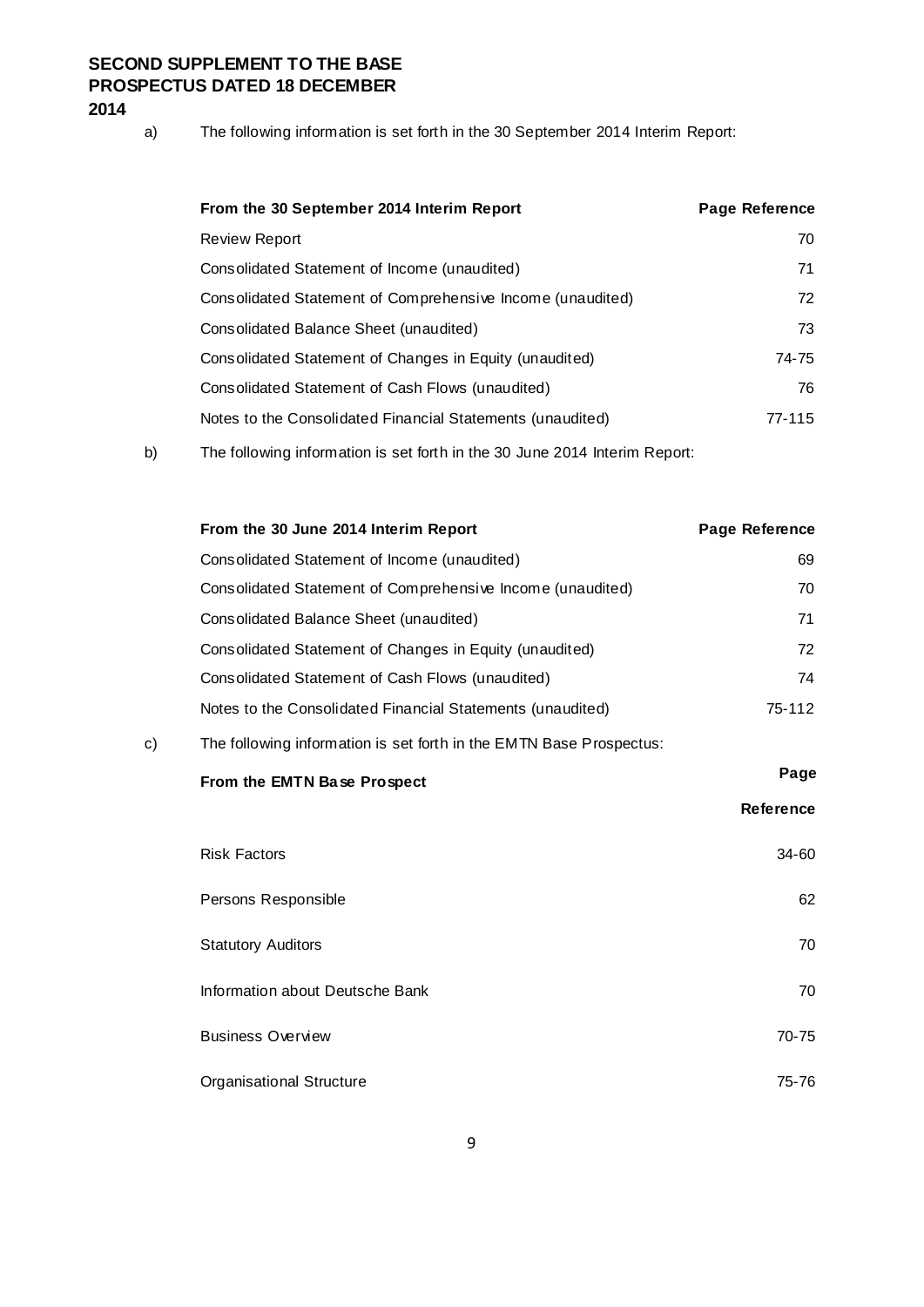a) The following information is set forth in the 30 September 2014 Interim Report:

| From the 30 September 2014 Interim Report | Page Reference |
| --- | --- |
| Review Report | 70 |
| Consolidated Statement of Income (unaudited) | 71 |
| Consolidated Statement of Comprehensive Income (unaudited) | 72 |
| Consolidated Balance Sheet (unaudited) | 73 |
| Consolidated Statement of Changes in Equity (unaudited) | 74-75 |
| Consolidated Statement of Cash Flows (unaudited) | 76 |
| Notes to the Consolidated Financial Statements (unaudited) | 77-115 |

b) The following information is set forth in the 30 June 2014 Interim Report:

| From the 30 June 2014 Interim Report | Page Reference |
| --- | --- |
| Consolidated Statement of Income (unaudited) | 69 |
| Consolidated Statement of Comprehensive Income (unaudited) | 70 |
| Consolidated Balance Sheet (unaudited) | 71 |
| Consolidated Statement of Changes in Equity (unaudited) | 72 |
| Consolidated Statement of Cash Flows (unaudited) | 74 |
| Notes to the Consolidated Financial Statements (unaudited) | 75-112 |

c) The following information is set forth in the EMTN Base Prospectus:

| From the EMTN Base Prospect | Page Reference |
| --- | --- |
| Risk Factors | 34-60 |
| Persons Responsible | 62 |
| Statutory Auditors | 70 |
| Information about Deutsche Bank | 70 |
| Business Overview | 70-75 |
| Organisational Structure | 75-76 |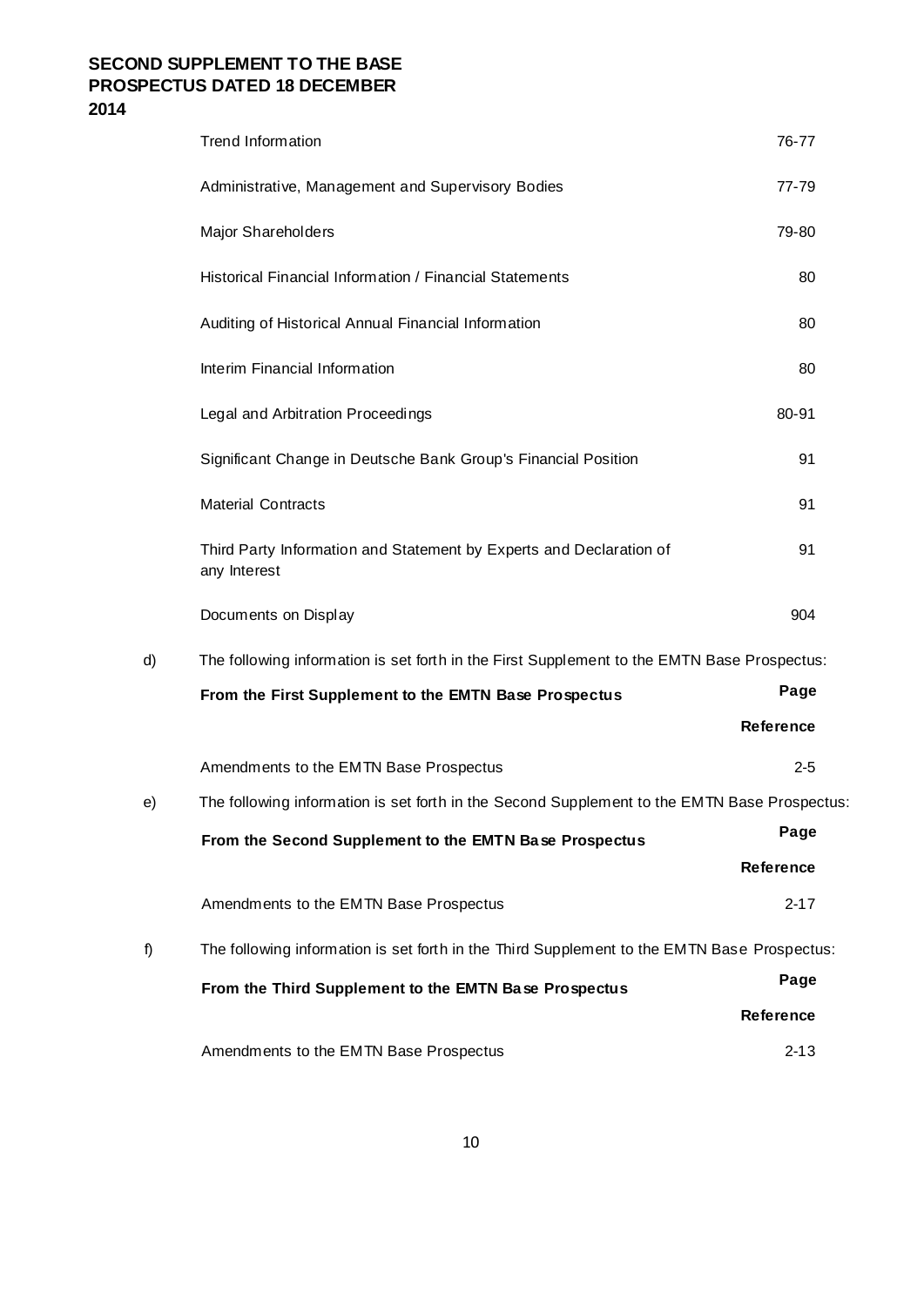| | |
|---|---|
| Trend Information | 76-77 |
| Administrative, Management and Supervisory Bodies | 77-79 |
| Major Shareholders | 79-80 |
| Historical Financial Information / Financial Statements | 80 |
| Auditing of Historical Annual Financial Information | 80 |
| Interim Financial Information | 80 |
| Legal and Arbitration Proceedings | 80-91 |
| Significant Change in Deutsche Bank Group's Financial Position | 91 |
| Material Contracts | 91 |
| Third Party Information and Statement by Experts and Declaration of any Interest | 91 |
| Documents on Display | 904 |

d) The following information is set forth in the First Supplement to the EMTN Base Prospectus:

| **From the First Supplement to the EMTN Base Prospectus** | **Page Reference** |
|---|---|
| Amendments to the EMTN Base Prospectus | 2-5 |

e) The following information is set forth in the Second Supplement to the EMTN Base Prospectus:

| **From the Second Supplement to the EMTN Base Prospectus** | **Page Reference** |
|---|---|
| Amendments to the EMTN Base Prospectus | 2-17 |

f) The following information is set forth in the Third Supplement to the EMTN Base Prospectus:

| **From the Third Supplement to the EMTN Base Prospectus** | **Page Reference** |
|---|---|
| Amendments to the EMTN Base Prospectus | 2-13 |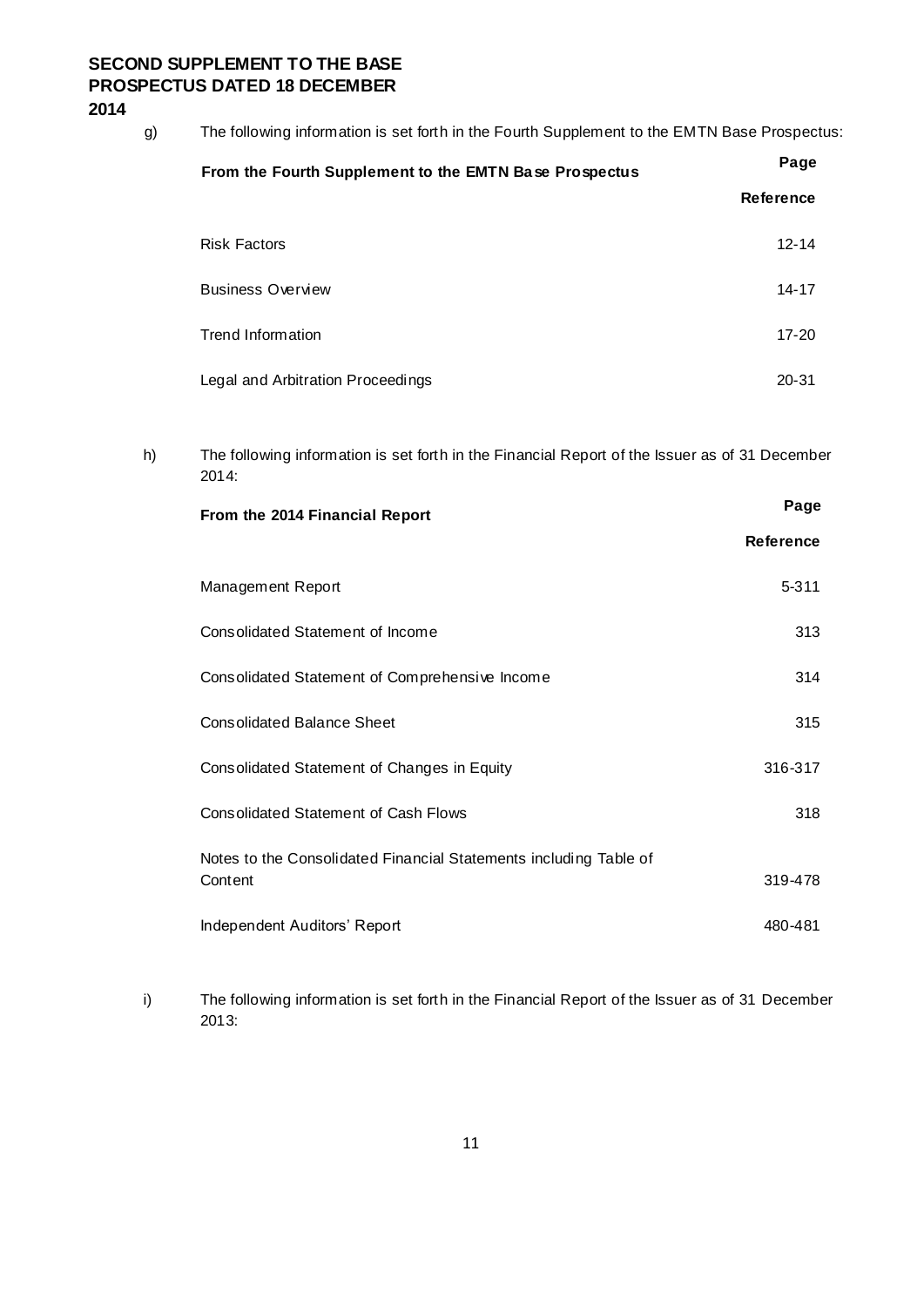g) The following information is set forth in the Fourth Supplement to the EMTN Base Prospectus:

| From the Fourth Supplement to the EMTN Base Prospectus | Page Reference |
|---|---|
| Risk Factors | 12-14 |
| Business Overview | 14-17 |
| Trend Information | 17-20 |
| Legal and Arbitration Proceedings | 20-31 |

h) The following information is set forth in the Financial Report of the Issuer as of 31 December 2014:

| From the 2014 Financial Report | Page Reference |
|---|---|
| Management Report | 5-311 |
| Consolidated Statement of Income | 313 |
| Consolidated Statement of Comprehensive Income | 314 |
| Consolidated Balance Sheet | 315 |
| Consolidated Statement of Changes in Equity | 316-317 |
| Consolidated Statement of Cash Flows | 318 |
| Notes to the Consolidated Financial Statements including Table of Content | 319-478 |
| Independent Auditors' Report | 480-481 |

i) The following information is set forth in the Financial Report of the Issuer as of 31 December 2013: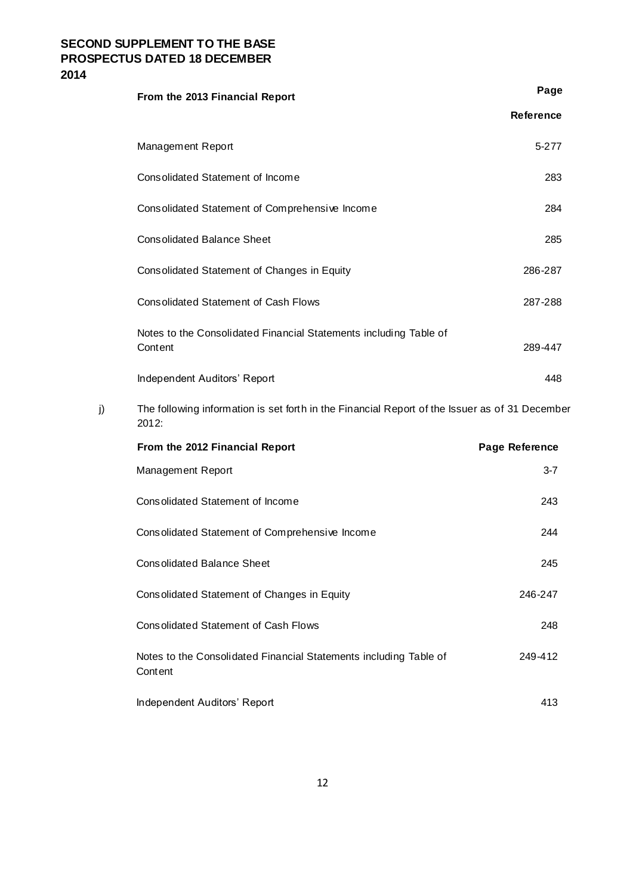| From the 2013 Financial Report | Page Reference |
|---|---|
| Management Report | 5-277 |
| Consolidated Statement of Income | 283 |
| Consolidated Statement of Comprehensive Income | 284 |
| Consolidated Balance Sheet | 285 |
| Consolidated Statement of Changes in Equity | 286-287 |
| Consolidated Statement of Cash Flows | 287-288 |
| Notes to the Consolidated Financial Statements including Table of Content | 289-447 |
| Independent Auditors' Report | 448 |

j) The following information is set forth in the Financial Report of the Issuer as of 31 December 2012:

| From the 2012 Financial Report | Page Reference |
|---|---|
| Management Report | 3-7 |
| Consolidated Statement of Income | 243 |
| Consolidated Statement of Comprehensive Income | 244 |
| Consolidated Balance Sheet | 245 |
| Consolidated Statement of Changes in Equity | 246-247 |
| Consolidated Statement of Cash Flows | 248 |
| Notes to the Consolidated Financial Statements including Table of Content | 249-412 |
| Independent Auditors' Report | 413 |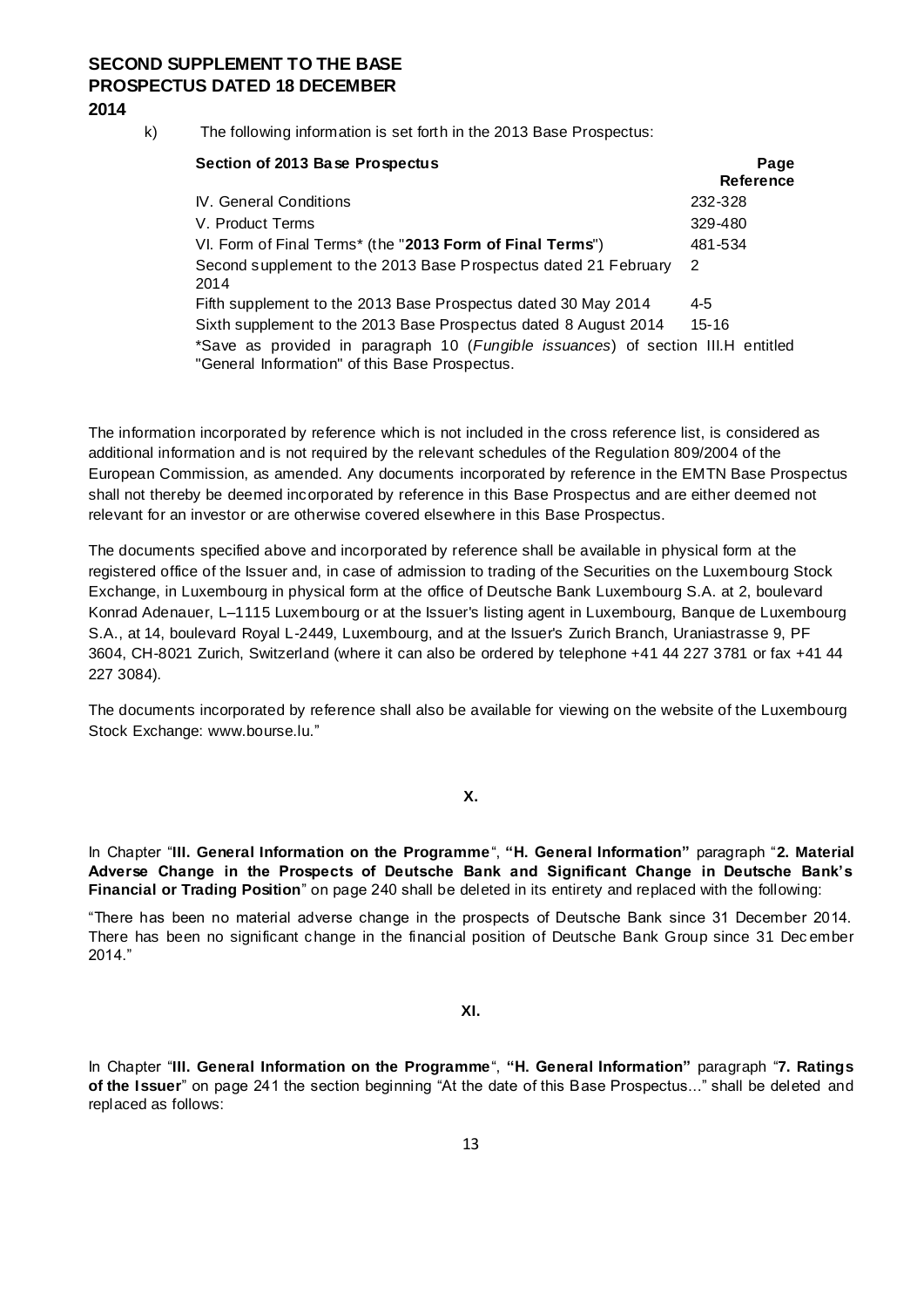k) The following information is set forth in the 2013 Base Prospectus:

| Section of 2013 Base Prospectus | Page Reference |
| --- | --- |
| IV. General Conditions | 232-328 |
| V. Product Terms | 329-480 |
| VI. Form of Final Terms* (the "**2013 Form of Final Terms**") | 481-534 |
| Second supplement to the 2013 Base Prospectus dated 21 February 2014 | 2 |
| Fifth supplement to the 2013 Base Prospectus dated 30 May 2014 | 4-5 |
| Sixth supplement to the 2013 Base Prospectus dated 8 August 2014 | 15-16 |

*Save as provided in paragraph 10 (*Fungible issuances*) of section III.H entitled "General Information" of this Base Prospectus.

The information incorporated by reference which is not included in the cross reference list, is considered as additional information and is not required by the relevant schedules of the Regulation 809/2004 of the European Commission, as amended. Any documents incorporated by reference in the EMTN Base Prospectus shall not thereby be deemed incorporated by reference in this Base Prospectus and are either deemed not relevant for an investor or are otherwise covered elsewhere in this Base Prospectus.

The documents specified above and incorporated by reference shall be available in physical form at the registered office of the Issuer and, in case of admission to trading of the Securities on the Luxembourg Stock Exchange, in Luxembourg in physical form at the office of Deutsche Bank Luxembourg S.A. at 2, boulevard Konrad Adenauer, L–1115 Luxembourg or at the Issuer's listing agent in Luxembourg, Banque de Luxembourg S.A., at 14, boulevard Royal L-2449, Luxembourg, and at the Issuer's Zurich Branch, Uraniastrasse 9, PF 3604, CH-8021 Zurich, Switzerland (where it can also be ordered by telephone +41 44 227 3781 or fax +41 44 227 3084).

The documents incorporated by reference shall also be available for viewing on the website of the Luxembourg Stock Exchange: www.bourse.lu."

## X.

In Chapter "**III. General Information on the Programme**", **"H. General Information"** paragraph "**2. Material Adverse Change in the Prospects of Deutsche Bank and Significant Change in Deutsche Bank's Financial or Trading Position**" on page 240 shall be deleted in its entirety and replaced with the following:

"There has been no material adverse change in the prospects of Deutsche Bank since 31 December 2014. There has been no significant change in the financial position of Deutsche Bank Group since 31 December 2014."

## XI.

In Chapter "**III. General Information on the Programme**", **"H. General Information"** paragraph "**7. Ratings of the Issuer**" on page 241 the section beginning "At the date of this Base Prospectus…" shall be deleted and replaced as follows: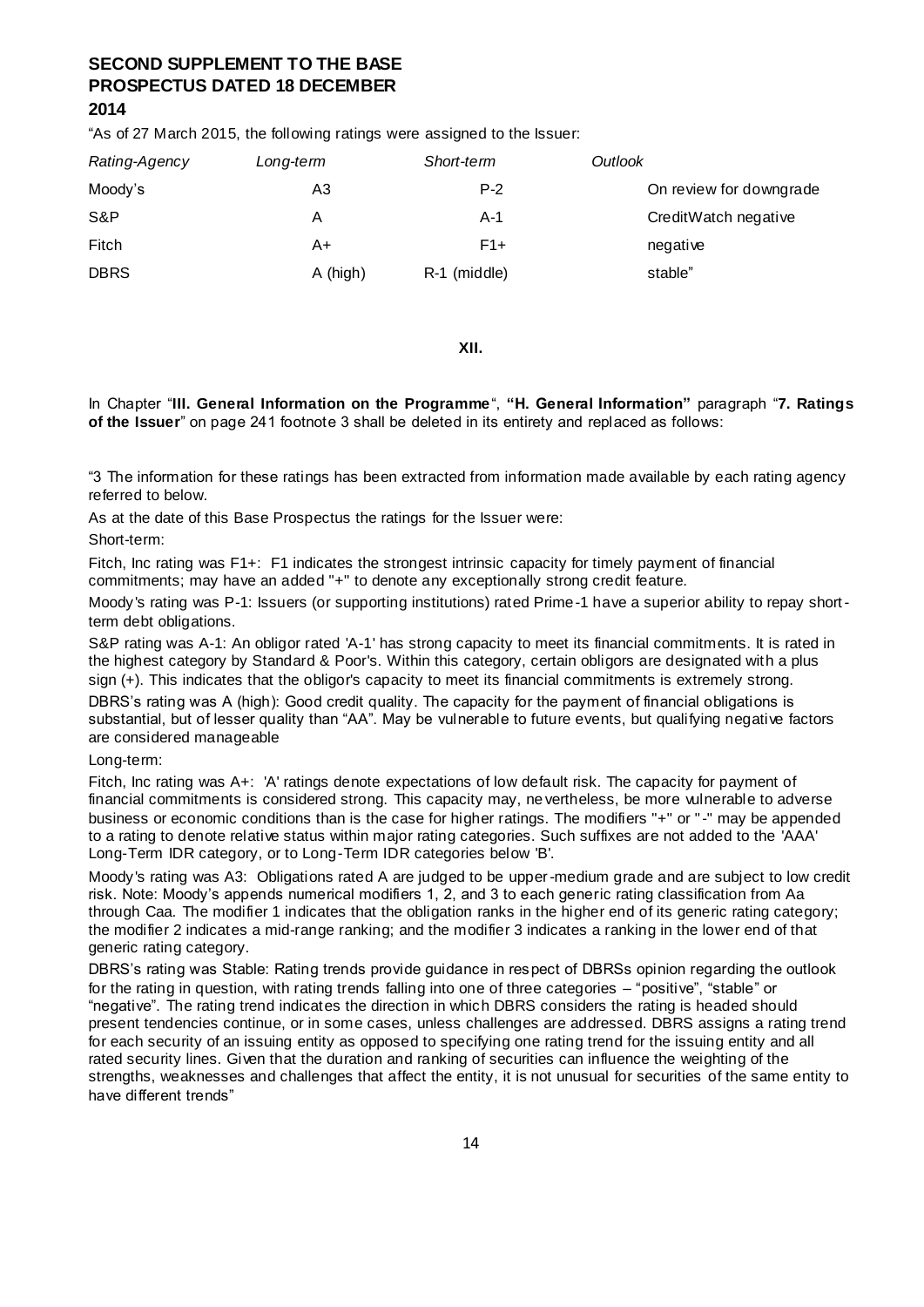**SECOND SUPPLEMENT TO THE BASE PROSPECTUS DATED 18 DECEMBER 2014**

"As of 27 March 2015, the following ratings were assigned to the Issuer:

| *Rating-Agency* | *Long-term* | *Short-term* | *Outlook* |
|---|---|---|---|
| Moody's | A3 | P-2 | On review for downgrade |
| S&P | A | A-1 | CreditWatch negative |
| Fitch | A+ | F1+ | negative |
| DBRS | A (high) | R-1 (middle) | stable" |

**XII.**

In Chapter "**III. General Information on the Programme**", **"H. General Information"** paragraph "**7. Ratings of the Issuer**" on page 241 footnote 3 shall be deleted in its entirety and replaced as follows:

"3 The information for these ratings has been extracted from information made available by each rating agency referred to below.

As at the date of this Base Prospectus the ratings for the Issuer were:

Short-term:

Fitch, Inc rating was F1+: F1 indicates the strongest intrinsic capacity for timely payment of financial commitments; may have an added "+" to denote any exceptionally strong credit feature.

Moody's rating was P-1: Issuers (or supporting institutions) rated Prime-1 have a superior ability to repay short-term debt obligations.

S&P rating was A-1: An obligor rated 'A-1' has strong capacity to meet its financial commitments. It is rated in the highest category by Standard & Poor's. Within this category, certain obligors are designated with a plus sign (+). This indicates that the obligor's capacity to meet its financial commitments is extremely strong.

DBRS's rating was A (high): Good credit quality. The capacity for the payment of financial obligations is substantial, but of lesser quality than "AA". May be vulnerable to future events, but qualifying negative factors are considered manageable

Long-term:

Fitch, Inc rating was A+: 'A' ratings denote expectations of low default risk. The capacity for payment of financial commitments is considered strong. This capacity may, nevertheless, be more vulnerable to adverse business or economic conditions than is the case for higher ratings. The modifiers "+" or "-" may be appended to a rating to denote relative status within major rating categories. Such suffixes are not added to the 'AAA' Long-Term IDR category, or to Long-Term IDR categories below 'B'.

Moody's rating was A3: Obligations rated A are judged to be upper-medium grade and are subject to low credit risk. Note: Moody's appends numerical modifiers 1, 2, and 3 to each generic rating classification from Aa through Caa. The modifier 1 indicates that the obligation ranks in the higher end of its generic rating category; the modifier 2 indicates a mid-range ranking; and the modifier 3 indicates a ranking in the lower end of that generic rating category.

DBRS's rating was Stable: Rating trends provide guidance in respect of DBRSs opinion regarding the outlook for the rating in question, with rating trends falling into one of three categories – "positive", "stable" or "negative". The rating trend indicates the direction in which DBRS considers the rating is headed should present tendencies continue, or in some cases, unless challenges are addressed. DBRS assigns a rating trend for each security of an issuing entity as opposed to specifying one rating trend for the issuing entity and all rated security lines. Given that the duration and ranking of securities can influence the weighting of the strengths, weaknesses and challenges that affect the entity, it is not unusual for securities of the same entity to have different trends"